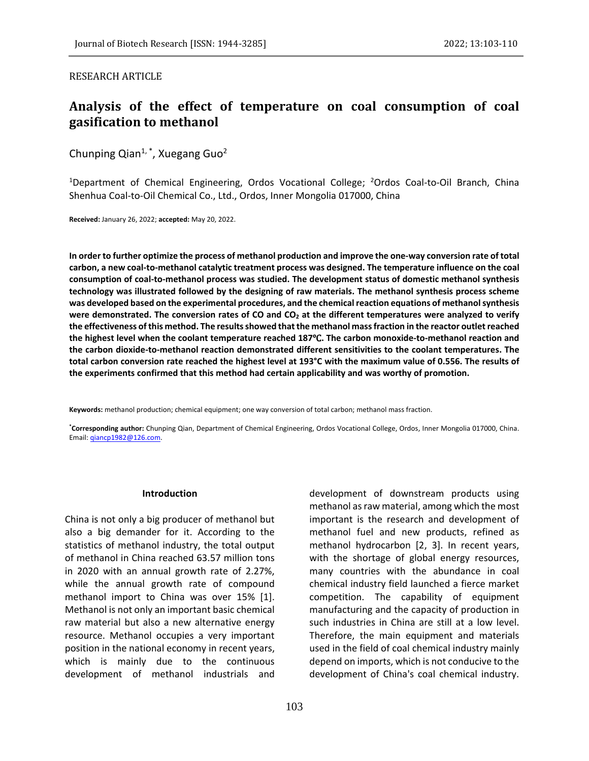RESEARCH ARTICLE

# Analysis of the effect of temperature on coal consumption of coal gasification to methanol

Chunping Qian[1, *], Xuegang Guo[2]

[1]Department of Chemical Engineering, Ordos Vocational College; [2]Ordos Coal-to-Oil Branch, China Shenhua Coal-to-Oil Chemical Co., Ltd., Ordos, Inner Mongolia 017000, China

**Received:** January 26, 2022; **accepted:** May 20, 2022.

**In order to further optimize the process of methanol production and improve the one-way conversion rate of total carbon, a new coal-to-methanol catalytic treatment process was designed. The temperature influence on the coal consumption of coal-to-methanol process was studied. The development status of domestic methanol synthesis technology was illustrated followed by the designing of raw materials. The methanol synthesis process scheme was developed based on the experimental procedures, and the chemical reaction equations of methanol synthesis were demonstrated. The conversion rates of CO and $CO_2$ at the different temperatures were analyzed to verify the effectiveness of this method. The results showed that the methanol mass fraction in the reactor outlet reached the highest level when the coolant temperature reached 187℃. The carbon monoxide-to-methanol reaction and the carbon dioxide-to-methanol reaction demonstrated different sensitivities to the coolant temperatures. The total carbon conversion rate reached the highest level at 193°C with the maximum value of 0.556. The results of the experiments confirmed that this method had certain applicability and was worthy of promotion.**

**Keywords:** methanol production; chemical equipment; one way conversion of total carbon; methanol mass fraction.

**\*Corresponding author:** Chunping Qian, Department of Chemical Engineering, Ordos Vocational College, Ordos, Inner Mongolia 017000, China. Email: qiancp1982@126.com.

## Introduction

China is not only a big producer of methanol but also a big demander for it. According to the statistics of methanol industry, the total output of methanol in China reached 63.57 million tons in 2020 with an annual growth rate of 2.27%, while the annual growth rate of compound methanol import to China was over 15% [1]. Methanol is not only an important basic chemical raw material but also a new alternative energy resource. Methanol occupies a very important position in the national economy in recent years, which is mainly due to the continuous development of methanol industrials and development of downstream products using methanol as raw material, among which the most important is the research and development of methanol fuel and new products, refined as methanol hydrocarbon [2, 3]. In recent years, with the shortage of global energy resources, many countries with the abundance in coal chemical industry field launched a fierce market competition. The capability of equipment manufacturing and the capacity of production in such industries in China are still at a low level. Therefore, the main equipment and materials used in the field of coal chemical industry mainly depend on imports, which is not conducive to the development of China's coal chemical industry.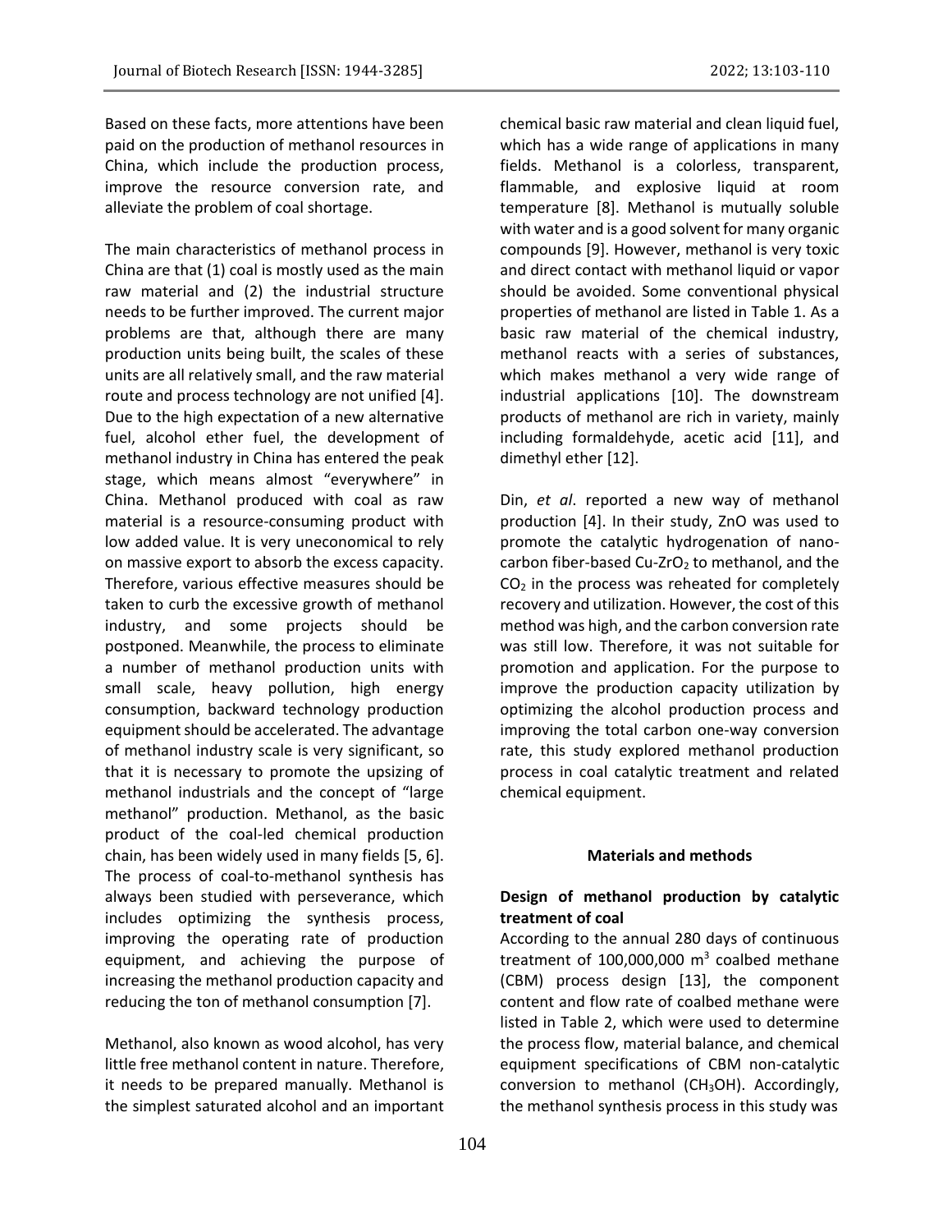Based on these facts, more attentions have been paid on the production of methanol resources in China, which include the production process, improve the resource conversion rate, and alleviate the problem of coal shortage.

The main characteristics of methanol process in China are that (1) coal is mostly used as the main raw material and (2) the industrial structure needs to be further improved. The current major problems are that, although there are many production units being built, the scales of these units are all relatively small, and the raw material route and process technology are not unified [4]. Due to the high expectation of a new alternative fuel, alcohol ether fuel, the development of methanol industry in China has entered the peak stage, which means almost "everywhere" in China. Methanol produced with coal as raw material is a resource-consuming product with low added value. It is very uneconomical to rely on massive export to absorb the excess capacity. Therefore, various effective measures should be taken to curb the excessive growth of methanol industry, and some projects should be postponed. Meanwhile, the process to eliminate a number of methanol production units with small scale, heavy pollution, high energy consumption, backward technology production equipment should be accelerated. The advantage of methanol industry scale is very significant, so that it is necessary to promote the upsizing of methanol industrials and the concept of "large methanol" production. Methanol, as the basic product of the coal-led chemical production chain, has been widely used in many fields [5, 6]. The process of coal-to-methanol synthesis has always been studied with perseverance, which includes optimizing the synthesis process, improving the operating rate of production equipment, and achieving the purpose of increasing the methanol production capacity and reducing the ton of methanol consumption [7].

Methanol, also known as wood alcohol, has very little free methanol content in nature. Therefore, it needs to be prepared manually. Methanol is the simplest saturated alcohol and an important chemical basic raw material and clean liquid fuel, which has a wide range of applications in many fields. Methanol is a colorless, transparent, flammable, and explosive liquid at room temperature [8]. Methanol is mutually soluble with water and is a good solvent for many organic compounds [9]. However, methanol is very toxic and direct contact with methanol liquid or vapor should be avoided. Some conventional physical properties of methanol are listed in Table 1. As a basic raw material of the chemical industry, methanol reacts with a series of substances, which makes methanol a very wide range of industrial applications [10]. The downstream products of methanol are rich in variety, mainly including formaldehyde, acetic acid [11], and dimethyl ether [12].

Din, *et al*. reported a new way of methanol production [4]. In their study, ZnO was used to promote the catalytic hydrogenation of nano-carbon fiber-based Cu-$ZrO_2$ to methanol, and the $CO_2$ in the process was reheated for completely recovery and utilization. However, the cost of this method was high, and the carbon conversion rate was still low. Therefore, it was not suitable for promotion and application. For the purpose to improve the production capacity utilization by optimizing the alcohol production process and improving the total carbon one-way conversion rate, this study explored methanol production process in coal catalytic treatment and related chemical equipment.

## Materials and methods

### Design of methanol production by catalytic treatment of coal

According to the annual 280 days of continuous treatment of 100,000,000 $m^3$ coalbed methane (CBM) process design [13], the component content and flow rate of coalbed methane were listed in Table 2, which were used to determine the process flow, material balance, and chemical equipment specifications of CBM non-catalytic conversion to methanol ($CH_3OH$). Accordingly, the methanol synthesis process in this study was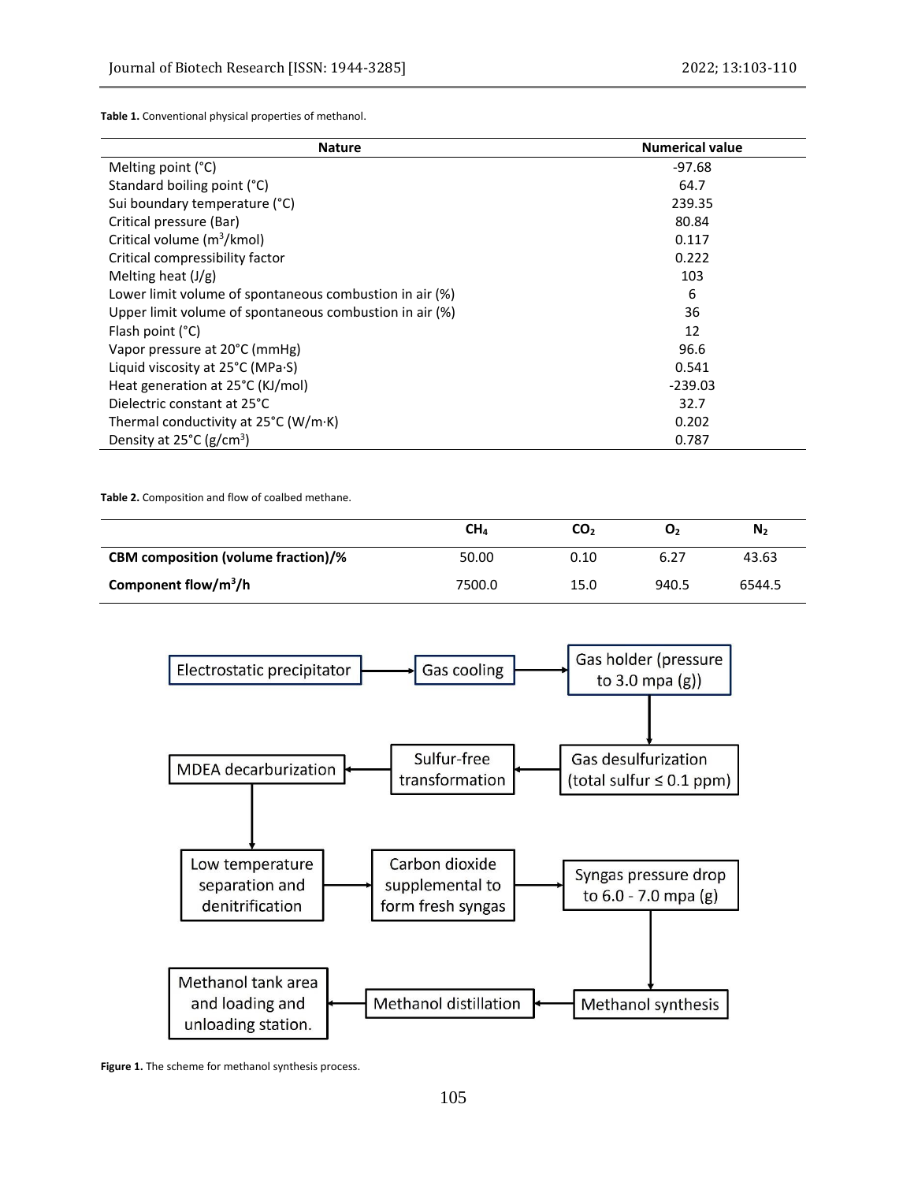**Table 1.** Conventional physical properties of methanol.

| Nature | Numerical value |
|---|---|
| Melting point (°C) | -97.68 |
| Standard boiling point (°C) | 64.7 |
| Sui boundary temperature (°C) | 239.35 |
| Critical pressure (Bar) | 80.84 |
| Critical volume ($m^3$/kmol) | 0.117 |
| Critical compressibility factor | 0.222 |
| Melting heat (J/g) | 103 |
| Lower limit volume of spontaneous combustion in air (%) | 6 |
| Upper limit volume of spontaneous combustion in air (%) | 36 |
| Flash point (°C) | 12 |
| Vapor pressure at 20°C (mmHg) | 96.6 |
| Liquid viscosity at 25°C (MPa·S) | 0.541 |
| Heat generation at 25°C (KJ/mol) | -239.03 |
| Dielectric constant at 25°C | 32.7 |
| Thermal conductivity at 25°C (W/m·K) | 0.202 |
| Density at 25°C (g/$cm^3$) | 0.787 |

**Table 2.** Composition and flow of coalbed methane.

| | $CH_4$ | $CO_2$ | $O_2$ | $N_2$ |
|---|---|---|---|---|
| **CBM composition (volume fraction)/%** | 50.00 | 0.10 | 6.27 | 43.63 |
| **Component flow/$m^3$/h** | 7500.0 | 15.0 | 940.5 | 6544.5 |

Electrostatic precipitator → Gas cooling → Gas holder (pressure to 3.0 mpa (g)) → Gas desulfurization (total sulfur ≤ 0.1 ppm) → Sulfur-free transformation → MDEA decarburization → Low temperature separation and denitrification → Carbon dioxide supplemental to form fresh syngas → Syngas pressure drop to 6.0 - 7.0 mpa (g) → Methanol synthesis → Methanol distillation → Methanol tank area and loading and unloading station.

**Figure 1.** The scheme for methanol synthesis process.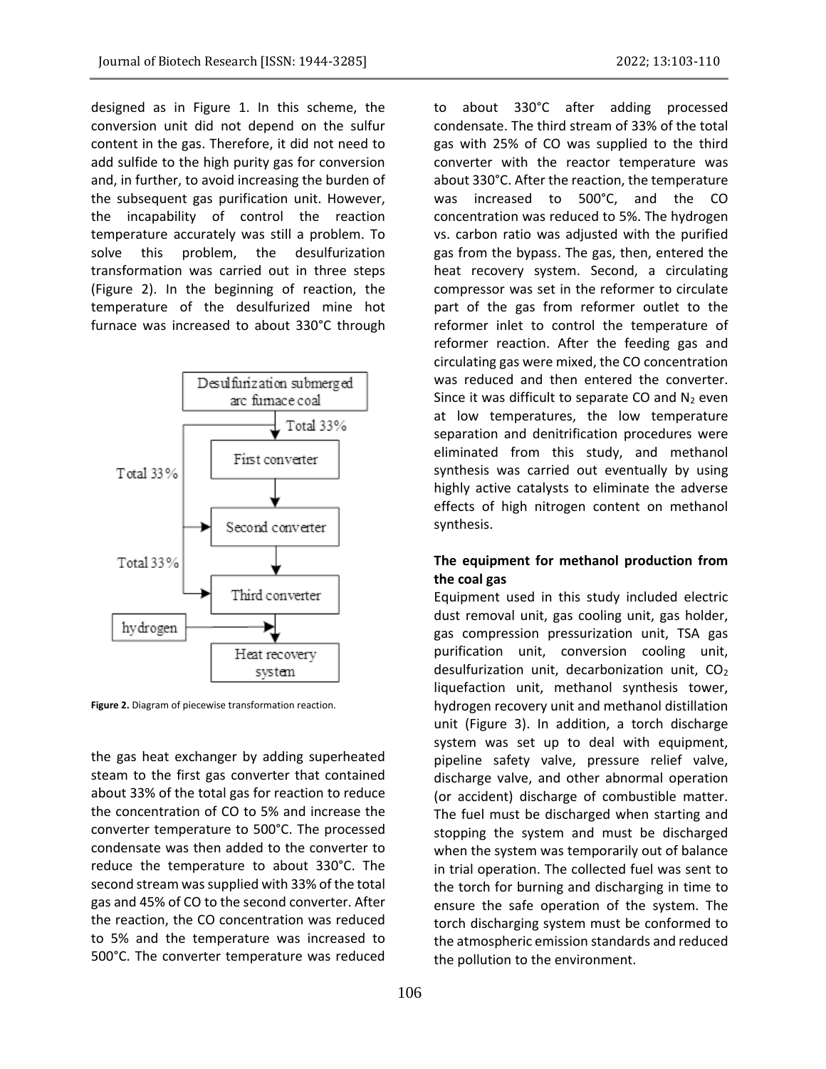designed as in Figure 1. In this scheme, the conversion unit did not depend on the sulfur content in the gas. Therefore, it did not need to add sulfide to the high purity gas for conversion and, in further, to avoid increasing the burden of the subsequent gas purification unit. However, the incapability of control the reaction temperature accurately was still a problem. To solve this problem, the desulfurization transformation was carried out in three steps (Figure 2). In the beginning of reaction, the temperature of the desulfurized mine hot furnace was increased to about 330°C through

**Figure 2.** Diagram of piecewise transformation reaction.

the gas heat exchanger by adding superheated steam to the first gas converter that contained about 33% of the total gas for reaction to reduce the concentration of CO to 5% and increase the converter temperature to 500°C. The processed condensate was then added to the converter to reduce the temperature to about 330°C. The second stream was supplied with 33% of the total gas and 45% of CO to the second converter. After the reaction, the CO concentration was reduced to 5% and the temperature was increased to 500°C. The converter temperature was reduced to about 330°C after adding processed condensate. The third stream of 33% of the total gas with 25% of CO was supplied to the third converter with the reactor temperature was about 330°C. After the reaction, the temperature was increased to 500°C, and the CO concentration was reduced to 5%. The hydrogen vs. carbon ratio was adjusted with the purified gas from the bypass. The gas, then, entered the heat recovery system. Second, a circulating compressor was set in the reformer to circulate part of the gas from reformer outlet to the reformer inlet to control the temperature of reformer reaction. After the feeding gas and circulating gas were mixed, the CO concentration was reduced and then entered the converter. Since it was difficult to separate CO and $N_2$ even at low temperatures, the low temperature separation and denitrification procedures were eliminated from this study, and methanol synthesis was carried out eventually by using highly active catalysts to eliminate the adverse effects of high nitrogen content on methanol synthesis.

**The equipment for methanol production from the coal gas**

Equipment used in this study included electric dust removal unit, gas cooling unit, gas holder, gas compression pressurization unit, TSA gas purification unit, conversion cooling unit, desulfurization unit, decarbonization unit, $CO_2$ liquefaction unit, methanol synthesis tower, hydrogen recovery unit and methanol distillation unit (Figure 3). In addition, a torch discharge system was set up to deal with equipment, pipeline safety valve, pressure relief valve, discharge valve, and other abnormal operation (or accident) discharge of combustible matter. The fuel must be discharged when starting and stopping the system and must be discharged when the system was temporarily out of balance in trial operation. The collected fuel was sent to the torch for burning and discharging in time to ensure the safe operation of the system. The torch discharging system must be conformed to the atmospheric emission standards and reduced the pollution to the environment.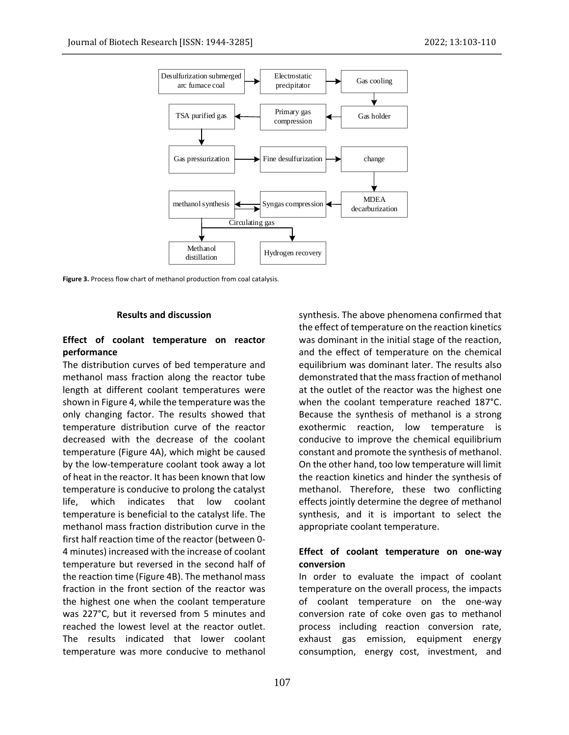**Figure 3.** Process flow chart of methanol production from coal catalysis.

## Results and discussion

### Effect of coolant temperature on reactor performance

The distribution curves of bed temperature and methanol mass fraction along the reactor tube length at different coolant temperatures were shown in Figure 4, while the temperature was the only changing factor. The results showed that temperature distribution curve of the reactor decreased with the decrease of the coolant temperature (Figure 4A), which might be caused by the low-temperature coolant took away a lot of heat in the reactor. It has been known that low temperature is conducive to prolong the catalyst life, which indicates that low coolant temperature is beneficial to the catalyst life. The methanol mass fraction distribution curve in the first half reaction time of the reactor (between 0-4 minutes) increased with the increase of coolant temperature but reversed in the second half of the reaction time (Figure 4B). The methanol mass fraction in the front section of the reactor was the highest one when the coolant temperature was 227°C, but it reversed from 5 minutes and reached the lowest level at the reactor outlet. The results indicated that lower coolant temperature was more conducive to methanol synthesis. The above phenomena confirmed that the effect of temperature on the reaction kinetics was dominant in the initial stage of the reaction, and the effect of temperature on the chemical equilibrium was dominant later. The results also demonstrated that the mass fraction of methanol at the outlet of the reactor was the highest one when the coolant temperature reached 187°C. Because the synthesis of methanol is a strong exothermic reaction, low temperature is conducive to improve the chemical equilibrium constant and promote the synthesis of methanol. On the other hand, too low temperature will limit the reaction kinetics and hinder the synthesis of methanol. Therefore, these two conflicting effects jointly determine the degree of methanol synthesis, and it is important to select the appropriate coolant temperature.

### Effect of coolant temperature on one-way conversion

In order to evaluate the impact of coolant temperature on the overall process, the impacts of coolant temperature on the one-way conversion rate of coke oven gas to methanol process including reaction conversion rate, exhaust gas emission, equipment energy consumption, energy cost, investment, and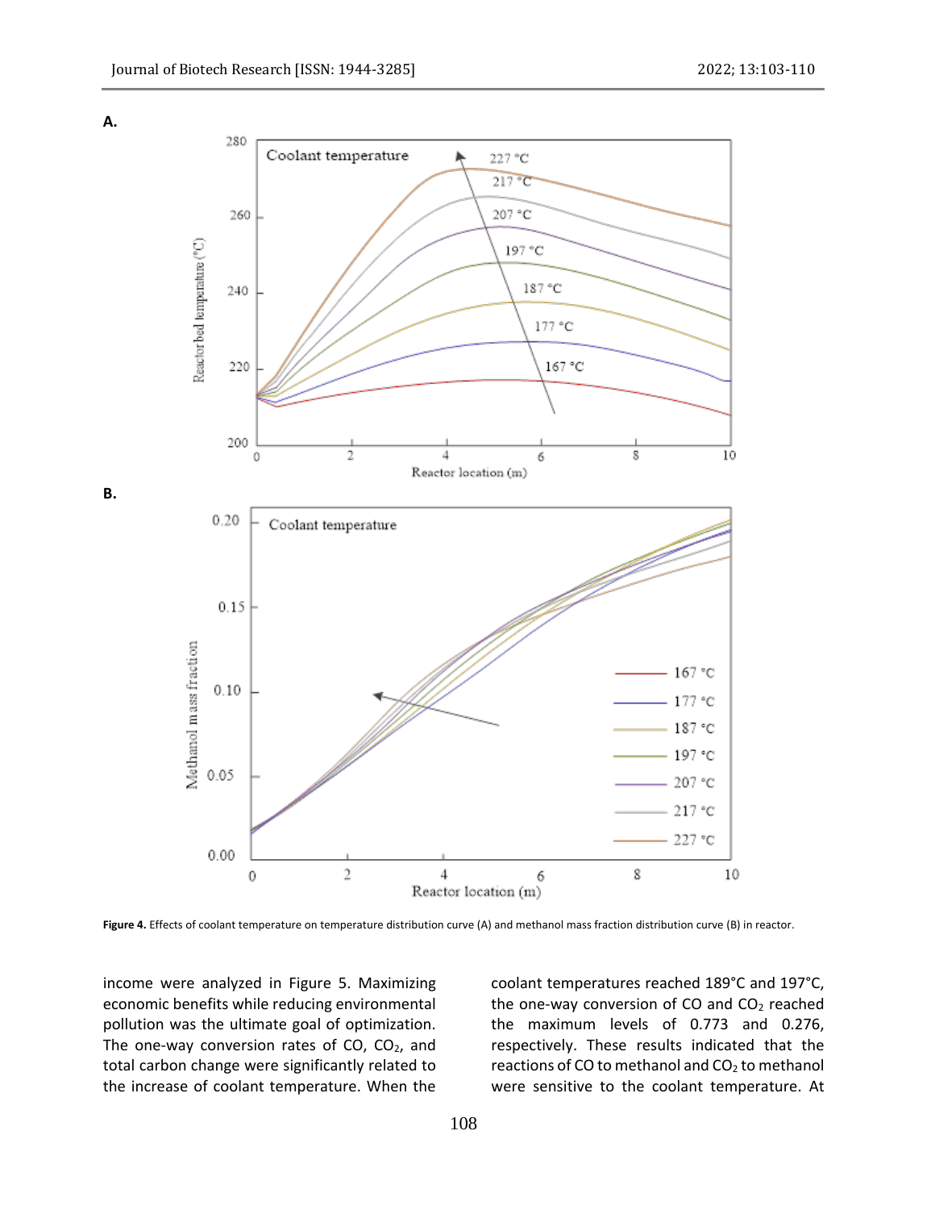**A.**

**B.**

**Figure 4.** Effects of coolant temperature on temperature distribution curve (A) and methanol mass fraction distribution curve (B) in reactor.

income were analyzed in Figure 5. Maximizing economic benefits while reducing environmental pollution was the ultimate goal of optimization. The one-way conversion rates of CO, $CO_2$, and total carbon change were significantly related to the increase of coolant temperature. When the coolant temperatures reached 189°C and 197°C, the one-way conversion of CO and $CO_2$ reached the maximum levels of 0.773 and 0.276, respectively. These results indicated that the reactions of CO to methanol and $CO_2$ to methanol were sensitive to the coolant temperature. At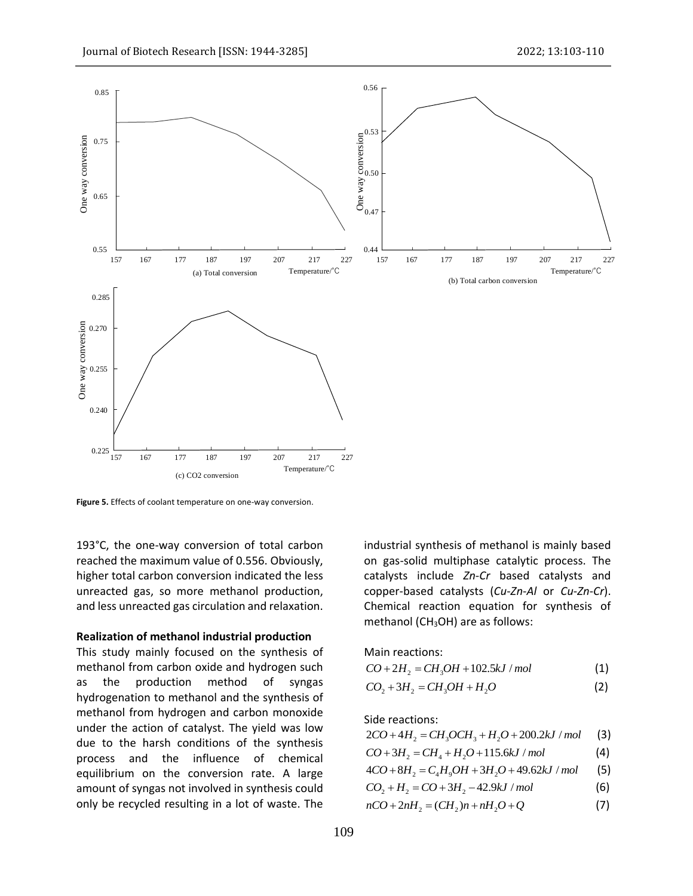Figure 5. Effects of coolant temperature on one-way conversion.

193°C, the one-way conversion of total carbon reached the maximum value of 0.556. Obviously, higher total carbon conversion indicated the less unreacted gas, so more methanol production, and less unreacted gas circulation and relaxation.

**Realization of methanol industrial production**

This study mainly focused on the synthesis of methanol from carbon oxide and hydrogen such as the production method of syngas hydrogenation to methanol and the synthesis of methanol from hydrogen and carbon monoxide under the action of catalyst. The yield was low due to the harsh conditions of the synthesis process and the influence of chemical equilibrium on the conversion rate. A large amount of syngas not involved in synthesis could only be recycled resulting in a lot of waste. The industrial synthesis of methanol is mainly based on gas-solid multiphase catalytic process. The catalysts include *Zn-Cr* based catalysts and copper-based catalysts (*Cu-Zn-Al* or *Cu-Zn-Cr*). Chemical reaction equation for synthesis of methanol ($CH_3OH$) are as follows:

Main reactions:

$$CO + 2H_2 = CH_3OH + 102.5kJ/mol \quad (1)$$

$$CO_2 + 3H_2 = CH_3OH + H_2O \quad (2)$$

Side reactions:

$$2CO + 4H_2 = CH_3OCH_3 + H_2O + 200.2kJ/mol \quad (3)$$

$$CO + 3H_2 = CH_4 + H_2O + 115.6kJ/mol \quad (4)$$

$$4CO + 8H_2 = C_4H_9OH + 3H_2O + 49.62kJ/mol \quad (5)$$

$$CO_2 + H_2 = CO + 3H_2 - 42.9kJ/mol \quad (6)$$

$$nCO + 2nH_2 = (CH_2)n + nH_2O + Q \quad (7)$$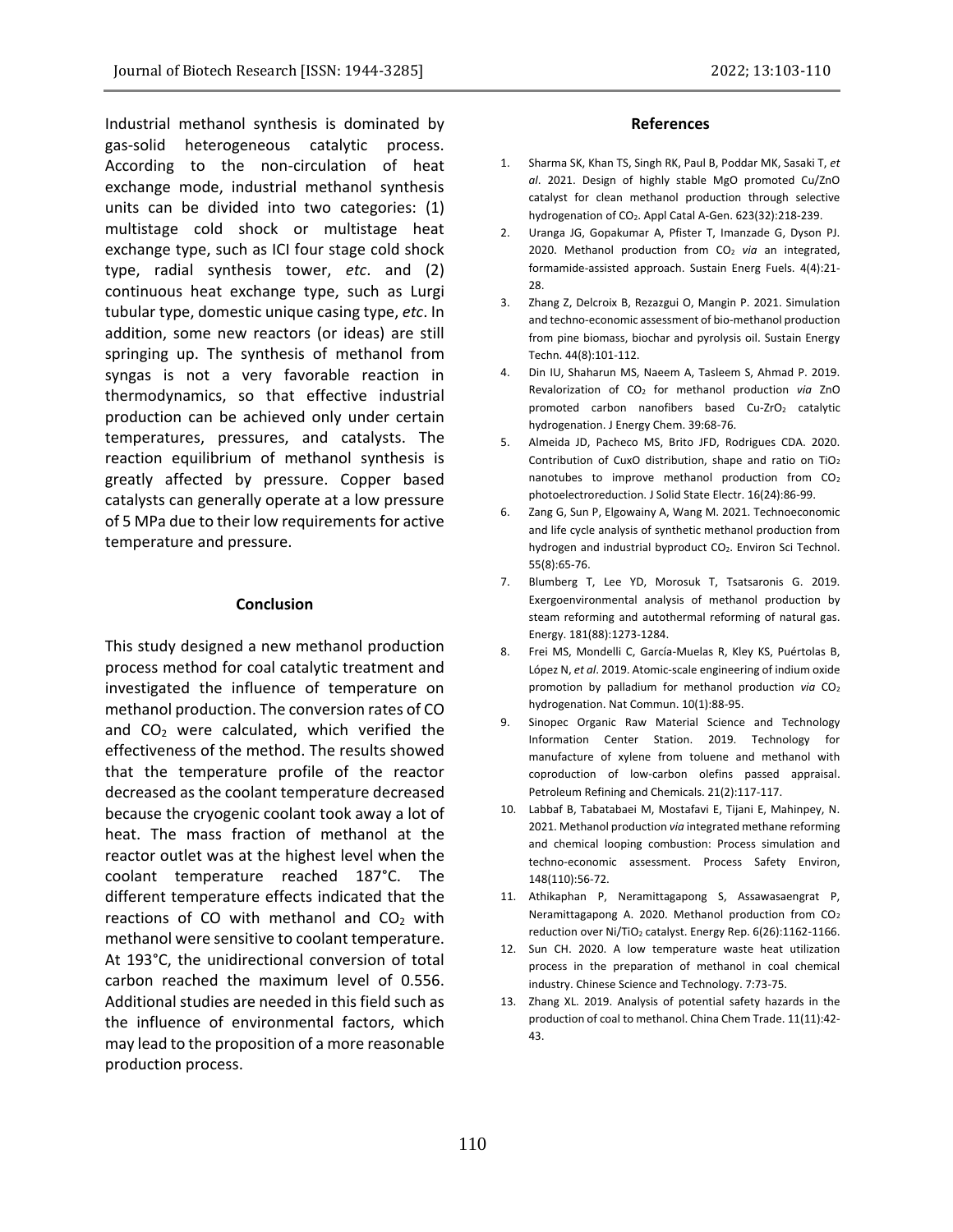Industrial methanol synthesis is dominated by gas-solid heterogeneous catalytic process. According to the non-circulation of heat exchange mode, industrial methanol synthesis units can be divided into two categories: (1) multistage cold shock or multistage heat exchange type, such as ICI four stage cold shock type, radial synthesis tower, *etc*. and (2) continuous heat exchange type, such as Lurgi tubular type, domestic unique casing type, *etc*. In addition, some new reactors (or ideas) are still springing up. The synthesis of methanol from syngas is not a very favorable reaction in thermodynamics, so that effective industrial production can be achieved only under certain temperatures, pressures, and catalysts. The reaction equilibrium of methanol synthesis is greatly affected by pressure. Copper based catalysts can generally operate at a low pressure of 5 MPa due to their low requirements for active temperature and pressure.

## Conclusion

This study designed a new methanol production process method for coal catalytic treatment and investigated the influence of temperature on methanol production. The conversion rates of CO and $CO_2$ were calculated, which verified the effectiveness of the method. The results showed that the temperature profile of the reactor decreased as the coolant temperature decreased because the cryogenic coolant took away a lot of heat. The mass fraction of methanol at the reactor outlet was at the highest level when the coolant temperature reached 187°C. The different temperature effects indicated that the reactions of CO with methanol and $CO_2$ with methanol were sensitive to coolant temperature. At 193°C, the unidirectional conversion of total carbon reached the maximum level of 0.556. Additional studies are needed in this field such as the influence of environmental factors, which may lead to the proposition of a more reasonable production process.

## References

1. Sharma SK, Khan TS, Singh RK, Paul B, Poddar MK, Sasaki T, *et al*. 2021. Design of highly stable MgO promoted Cu/ZnO catalyst for clean methanol production through selective hydrogenation of $CO_2$. Appl Catal A-Gen. 623(32):218-239.
2. Uranga JG, Gopakumar A, Pfister T, Imanzade G, Dyson PJ. 2020. Methanol production from $CO_2$ *via* an integrated, formamide-assisted approach. Sustain Energ Fuels. 4(4):21-28.
3. Zhang Z, Delcroix B, Rezazgui O, Mangin P. 2021. Simulation and techno-economic assessment of bio-methanol production from pine biomass, biochar and pyrolysis oil. Sustain Energy Techn. 44(8):101-112.
4. Din IU, Shaharun MS, Naeem A, Tasleem S, Ahmad P. 2019. Revalorization of $CO_2$ for methanol production *via* ZnO promoted carbon nanofibers based Cu-$ZrO_2$ catalytic hydrogenation. J Energy Chem. 39:68-76.
5. Almeida JD, Pacheco MS, Brito JFD, Rodrigues CDA. 2020. Contribution of CuxO distribution, shape and ratio on $TiO_2$ nanotubes to improve methanol production from $CO_2$ photoelectroreduction. J Solid State Electr. 16(24):86-99.
6. Zang G, Sun P, Elgowainy A, Wang M. 2021. Technoeconomic and life cycle analysis of synthetic methanol production from hydrogen and industrial byproduct $CO_2$. Environ Sci Technol. 55(8):65-76.
7. Blumberg T, Lee YD, Morosuk T, Tsatsaronis G. 2019. Exergoenvironmental analysis of methanol production by steam reforming and autothermal reforming of natural gas. Energy. 181(88):1273-1284.
8. Frei MS, Mondelli C, García-Muelas R, Kley KS, Puértolas B, López N, *et al*. 2019. Atomic-scale engineering of indium oxide promotion by palladium for methanol production *via* $CO_2$ hydrogenation. Nat Commun. 10(1):88-95.
9. Sinopec Organic Raw Material Science and Technology Information Center Station. 2019. Technology for manufacture of xylene from toluene and methanol with coproduction of low-carbon olefins passed appraisal. Petroleum Refining and Chemicals. 21(2):117-117.
10. Labbaf B, Tabatabaei M, Mostafavi E, Tijani E, Mahinpey, N. 2021. Methanol production *via* integrated methane reforming and chemical looping combustion: Process simulation and techno-economic assessment. Process Safety Environ, 148(110):56-72.
11. Athikaphan P, Neramittagapong S, Assawasaengrat P, Neramittagapong A. 2020. Methanol production from $CO_2$ reduction over Ni/$TiO_2$ catalyst. Energy Rep. 6(26):1162-1166.
12. Sun CH. 2020. A low temperature waste heat utilization process in the preparation of methanol in coal chemical industry. Chinese Science and Technology. 7:73-75.
13. Zhang XL. 2019. Analysis of potential safety hazards in the production of coal to methanol. China Chem Trade. 11(11):42-43.